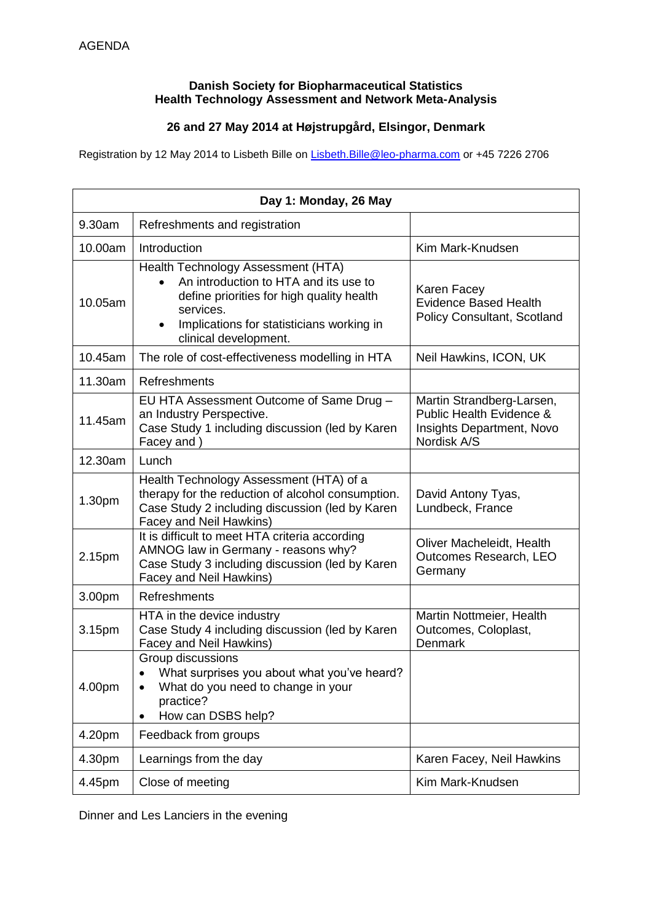AGENDA

**Danish Society for Biopharmaceutical Statistics**
**Health Technology Assessment and Network Meta-Analysis**

**26 and 27 May 2014 at Højstrupgård, Elsingor, Denmark**

Registration by 12 May 2014 to Lisbeth Bille on Lisbeth.Bille@leo-pharma.com or +45 7226 2706

| Day 1: Monday, 26 May | | |
|---|---|---|
| 9.30am | Refreshments and registration | |
| 10.00am | Introduction | Kim Mark-Knudsen |
| 10.05am | Health Technology Assessment (HTA)<br>• An introduction to HTA and its use to define priorities for high quality health services.<br>• Implications for statisticians working in clinical development. | Karen Facey<br>Evidence Based Health Policy Consultant, Scotland |
| 10.45am | The role of cost-effectiveness modelling in HTA | Neil Hawkins, ICON, UK |
| 11.30am | Refreshments | |
| 11.45am | EU HTA Assessment Outcome of Same Drug – an Industry Perspective.<br>Case Study 1 including discussion (led by Karen Facey and ) | Martin Strandberg-Larsen, Public Health Evidence & Insights Department, Novo Nordisk A/S |
| 12.30am | Lunch | |
| 1.30pm | Health Technology Assessment (HTA) of a therapy for the reduction of alcohol consumption.<br>Case Study 2 including discussion (led by Karen Facey and Neil Hawkins) | David Antony Tyas, Lundbeck, France |
| 2.15pm | It is difficult to meet HTA criteria according AMNOG law in Germany - reasons why?<br>Case Study 3 including discussion (led by Karen Facey and Neil Hawkins) | Oliver Macheleidt, Health Outcomes Research, LEO Germany |
| 3.00pm | Refreshments | |
| 3.15pm | HTA in the device industry<br>Case Study 4 including discussion (led by Karen Facey and Neil Hawkins) | Martin Nottmeier, Health Outcomes, Coloplast, Denmark |
| 4.00pm | Group discussions<br>• What surprises you about what you've heard?<br>• What do you need to change in your practice?<br>• How can DSBS help? | |
| 4.20pm | Feedback from groups | |
| 4.30pm | Learnings from the day | Karen Facey, Neil Hawkins |
| 4.45pm | Close of meeting | Kim Mark-Knudsen |

Dinner and Les Lanciers in the evening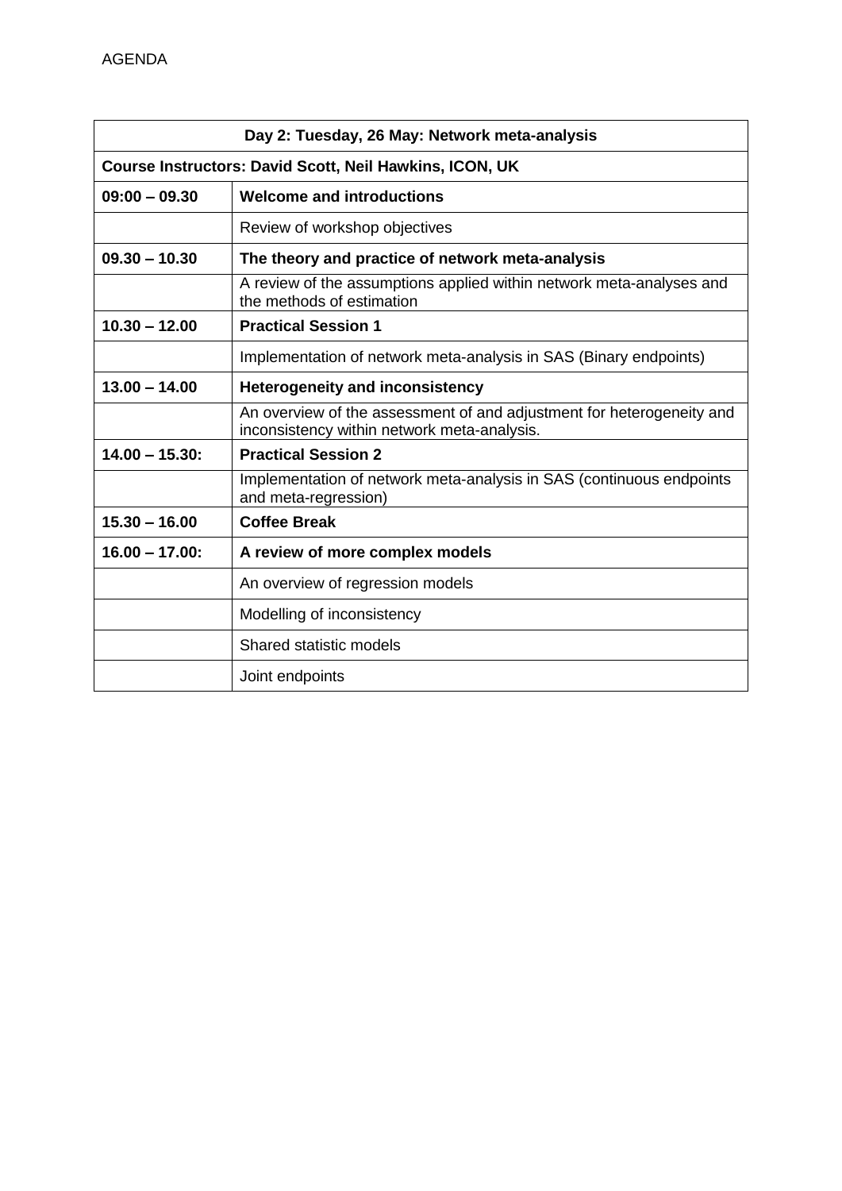AGENDA

| Day 2: Tuesday, 26 May: Network meta-analysis | |
|---|---|
| **Course Instructors: David Scott, Neil Hawkins, ICON, UK** | |
| **09:00 – 09.30** | **Welcome and introductions** |
| | Review of workshop objectives |
| **09.30 – 10.30** | **The theory and practice of network meta-analysis** |
| | A review of the assumptions applied within network meta-analyses and the methods of estimation |
| **10.30 – 12.00** | **Practical Session 1** |
| | Implementation of network meta-analysis in SAS (Binary endpoints) |
| **13.00 – 14.00** | **Heterogeneity and inconsistency** |
| | An overview of the assessment of and adjustment for heterogeneity and inconsistency within network meta-analysis. |
| **14.00 – 15.30:** | **Practical Session 2** |
| | Implementation of network meta-analysis in SAS (continuous endpoints and meta-regression) |
| **15.30 – 16.00** | **Coffee Break** |
| **16.00 – 17.00:** | **A review of more complex models** |
| | An overview of regression models |
| | Modelling of inconsistency |
| | Shared statistic models |
| | Joint endpoints |